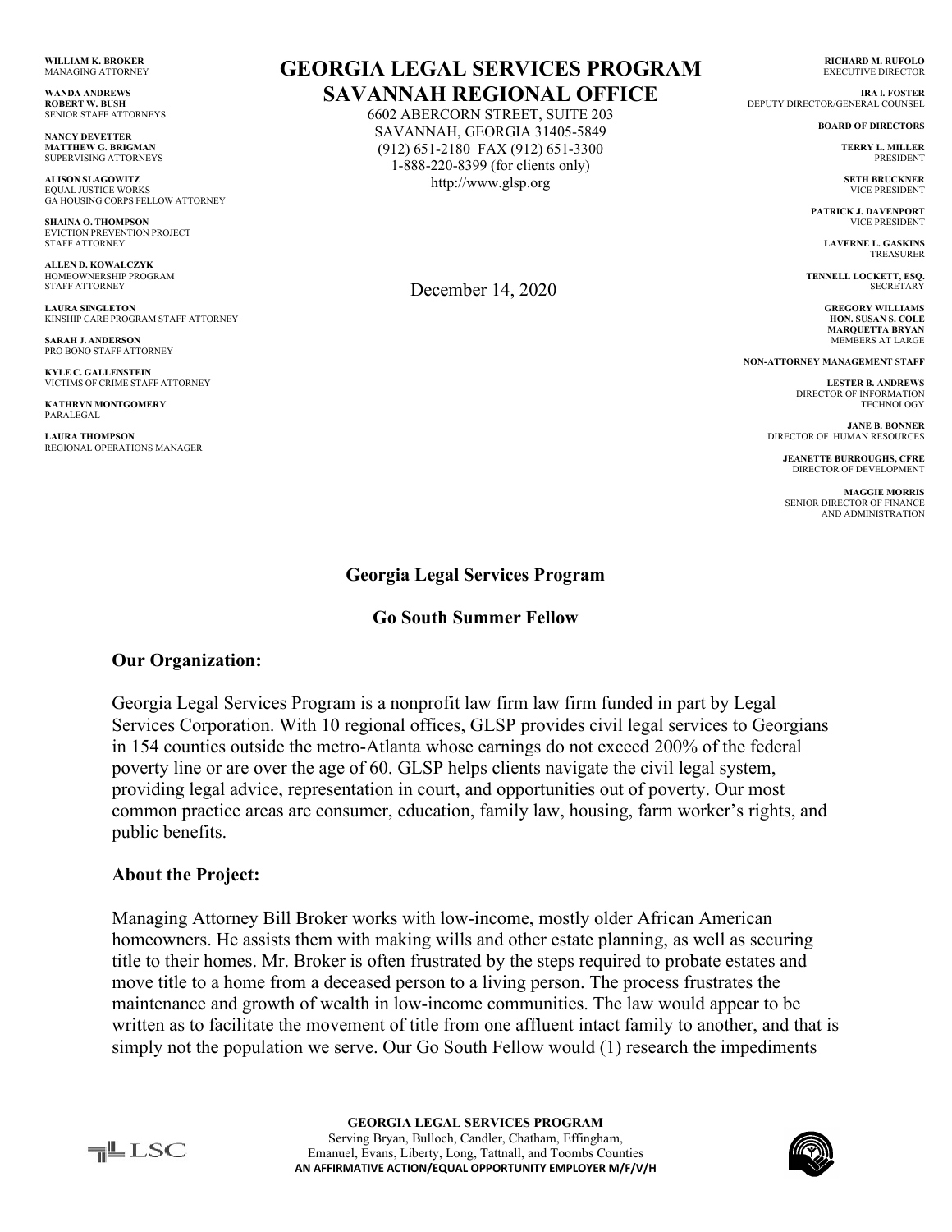WILLIAM K. BROKER
MANAGING ATTORNEY

WANDA ANDREWS
ROBERT W. BUSH
SENIOR STAFF ATTORNEYS

NANCY DEVETTER
MATTHEW G. BRIGMAN
SUPERVISING ATTORNEYS

ALISON SLAGOWITZ
EQUAL JUSTICE WORKS
GA HOUSING CORPS FELLOW ATTORNEY

SHAINA O. THOMPSON
EVICTION PREVENTION PROJECT
STAFF ATTORNEY

ALLEN D. KOWALCZYK
HOMEOWNERSHIP PROGRAM
STAFF ATTORNEY

LAURA SINGLETON
KINSHIP CARE PROGRAM STAFF ATTORNEY

SARAH J. ANDERSON
PRO BONO STAFF ATTORNEY

KYLE C. GALLENSTEIN
VICTIMS OF CRIME STAFF ATTORNEY

KATHRYN MONTGOMERY
PARALEGAL

LAURA THOMPSON
REGIONAL OPERATIONS MANAGER

# GEORGIA LEGAL SERVICES PROGRAM
# SAVANNAH REGIONAL OFFICE

6602 ABERCORN STREET, SUITE 203
SAVANNAH, GEORGIA 31405-5849
(912) 651-2180 FAX (912) 651-3300
1-888-220-8399 (for clients only)
http://www.glsp.org

RICHARD M. RUFOLO
EXECUTIVE DIRECTOR

IRA I. FOSTER
DEPUTY DIRECTOR/GENERAL COUNSEL

BOARD OF DIRECTORS

TERRY L. MILLER
PRESIDENT

SETH BRUCKNER
VICE PRESIDENT

PATRICK J. DAVENPORT
VICE PRESIDENT

LAVERNE L. GASKINS
TREASURER

TENNELL LOCKETT, ESQ.
SECRETARY

GREGORY WILLIAMS
HON. SUSAN S. COLE
MARQUETTA BRYAN
MEMBERS AT LARGE

NON-ATTORNEY MANAGEMENT STAFF

LESTER B. ANDREWS
DIRECTOR OF INFORMATION TECHNOLOGY

JANE B. BONNER
DIRECTOR OF HUMAN RESOURCES

JEANETTE BURROUGHS, CFRE
DIRECTOR OF DEVELOPMENT

MAGGIE MORRIS
SENIOR DIRECTOR OF FINANCE AND ADMINISTRATION

December 14, 2020

**Georgia Legal Services Program**

**Go South Summer Fellow**

**Our Organization:**

Georgia Legal Services Program is a nonprofit law firm law firm funded in part by Legal Services Corporation. With 10 regional offices, GLSP provides civil legal services to Georgians in 154 counties outside the metro-Atlanta whose earnings do not exceed 200% of the federal poverty line or are over the age of 60. GLSP helps clients navigate the civil legal system, providing legal advice, representation in court, and opportunities out of poverty. Our most common practice areas are consumer, education, family law, housing, farm worker's rights, and public benefits.

**About the Project:**

Managing Attorney Bill Broker works with low-income, mostly older African American homeowners. He assists them with making wills and other estate planning, as well as securing title to their homes. Mr. Broker is often frustrated by the steps required to probate estates and move title to a home from a deceased person to a living person. The process frustrates the maintenance and growth of wealth in low-income communities. The law would appear to be written as to facilitate the movement of title from one affluent intact family to another, and that is simply not the population we serve. Our Go South Fellow would (1) research the impediments

**GEORGIA LEGAL SERVICES PROGRAM**
Serving Bryan, Bulloch, Candler, Chatham, Effingham, Emanuel, Evans, Liberty, Long, Tattnall, and Toombs Counties
**AN AFFIRMATIVE ACTION/EQUAL OPPORTUNITY EMPLOYER M/F/V/H**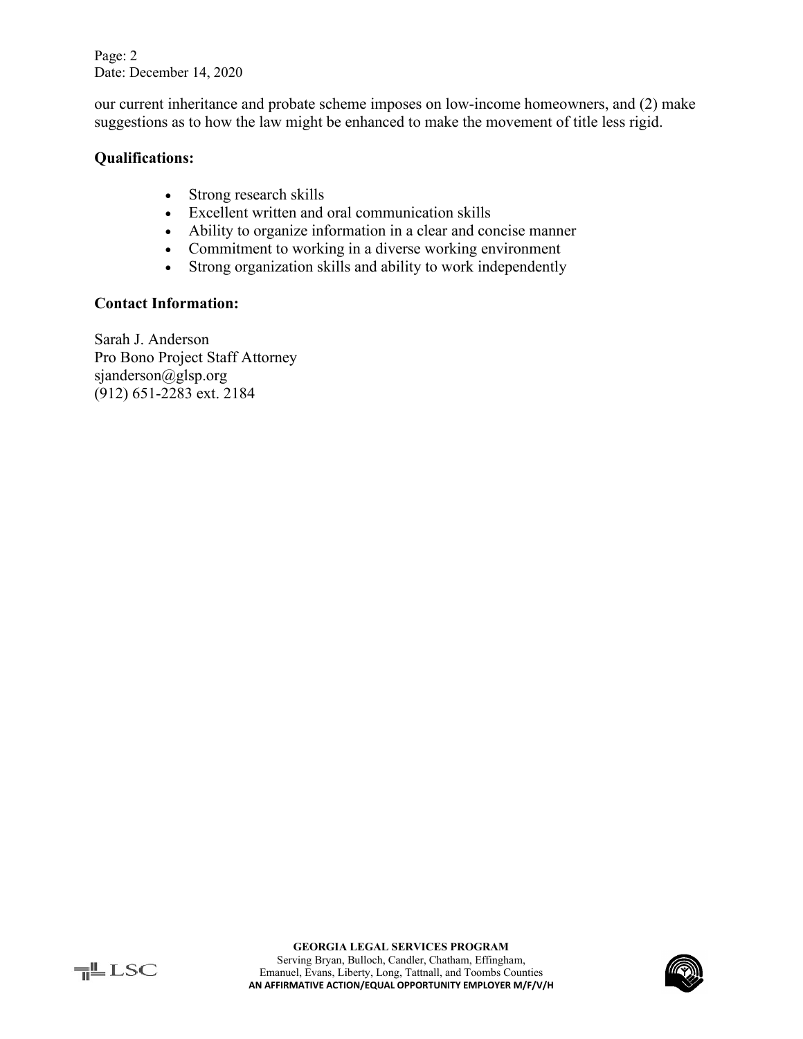our current inheritance and probate scheme imposes on low-income homeowners, and (2) make suggestions as to how the law might be enhanced to make the movement of title less rigid.

**Qualifications:**

- Strong research skills
- Excellent written and oral communication skills
- Ability to organize information in a clear and concise manner
- Commitment to working in a diverse working environment
- Strong organization skills and ability to work independently

**Contact Information:**

Sarah J. Anderson
Pro Bono Project Staff Attorney
sjanderson@glsp.org
(912) 651-2283 ext. 2184